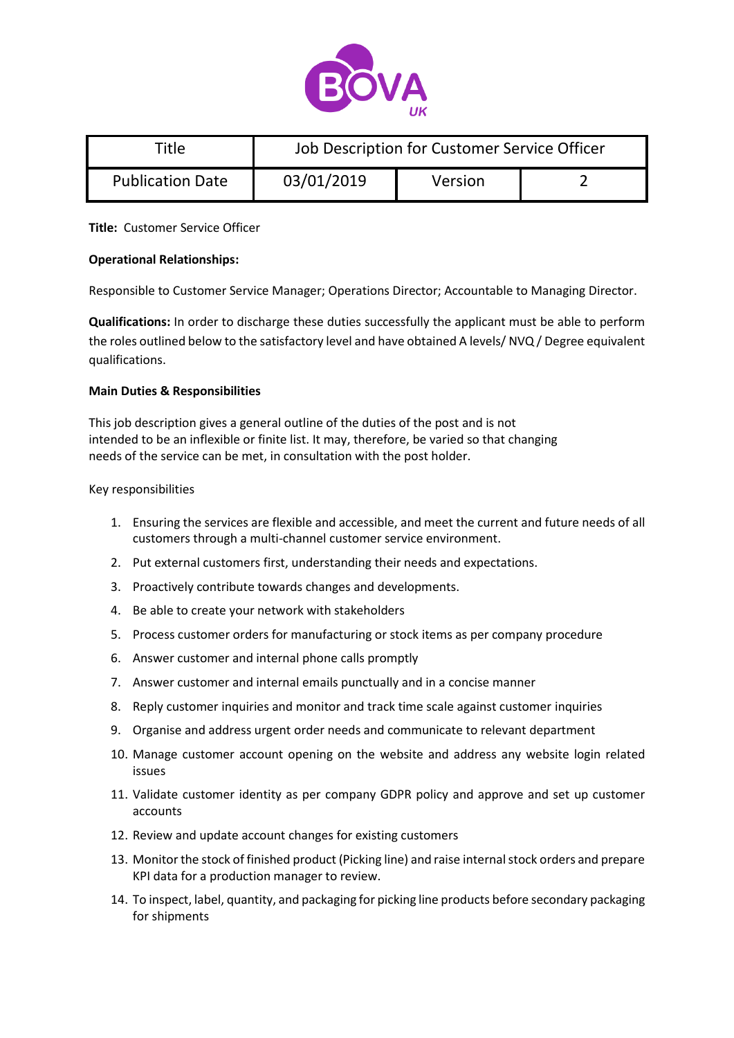| Title | Job Description for Customer Service Officer | | |
|---|---|---|---|
| Publication Date | 03/01/2019 | Version | 2 |

**Title:** Customer Service Officer

**Operational Relationships:**

Responsible to Customer Service Manager; Operations Director; Accountable to Managing Director.

**Qualifications:** In order to discharge these duties successfully the applicant must be able to perform the roles outlined below to the satisfactory level and have obtained A levels/ NVQ / Degree equivalent qualifications.

**Main Duties & Responsibilities**

This job description gives a general outline of the duties of the post and is not intended to be an inflexible or finite list. It may, therefore, be varied so that changing needs of the service can be met, in consultation with the post holder.

Key responsibilities

1. Ensuring the services are flexible and accessible, and meet the current and future needs of all customers through a multi-channel customer service environment.
2. Put external customers first, understanding their needs and expectations.
3. Proactively contribute towards changes and developments.
4. Be able to create your network with stakeholders
5. Process customer orders for manufacturing or stock items as per company procedure
6. Answer customer and internal phone calls promptly
7. Answer customer and internal emails punctually and in a concise manner
8. Reply customer inquiries and monitor and track time scale against customer inquiries
9. Organise and address urgent order needs and communicate to relevant department
10. Manage customer account opening on the website and address any website login related issues
11. Validate customer identity as per company GDPR policy and approve and set up customer accounts
12. Review and update account changes for existing customers
13. Monitor the stock of finished product (Picking line) and raise internal stock orders and prepare KPI data for a production manager to review.
14. To inspect, label, quantity, and packaging for picking line products before secondary packaging for shipments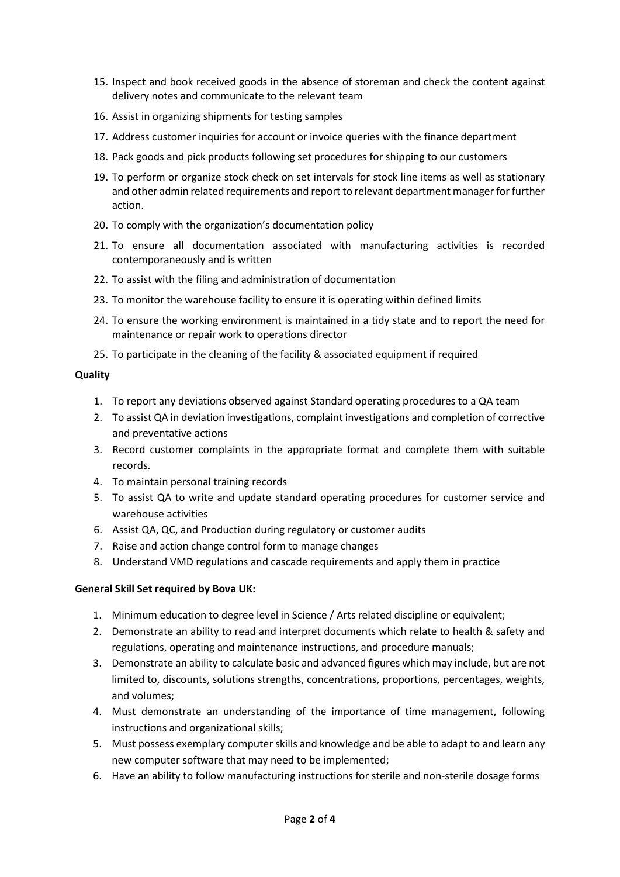15. Inspect and book received goods in the absence of storeman and check the content against delivery notes and communicate to the relevant team
16. Assist in organizing shipments for testing samples
17. Address customer inquiries for account or invoice queries with the finance department
18. Pack goods and pick products following set procedures for shipping to our customers
19. To perform or organize stock check on set intervals for stock line items as well as stationary and other admin related requirements and report to relevant department manager for further action.
20. To comply with the organization's documentation policy
21. To ensure all documentation associated with manufacturing activities is recorded contemporaneously and is written
22. To assist with the filing and administration of documentation
23. To monitor the warehouse facility to ensure it is operating within defined limits
24. To ensure the working environment is maintained in a tidy state and to report the need for maintenance or repair work to operations director
25. To participate in the cleaning of the facility & associated equipment if required

**Quality**

1. To report any deviations observed against Standard operating procedures to a QA team
2. To assist QA in deviation investigations, complaint investigations and completion of corrective and preventative actions
3. Record customer complaints in the appropriate format and complete them with suitable records.
4. To maintain personal training records
5. To assist QA to write and update standard operating procedures for customer service and warehouse activities
6. Assist QA, QC, and Production during regulatory or customer audits
7. Raise and action change control form to manage changes
8. Understand VMD regulations and cascade requirements and apply them in practice

**General Skill Set required by Bova UK:**

1. Minimum education to degree level in Science / Arts related discipline or equivalent;
2. Demonstrate an ability to read and interpret documents which relate to health & safety and regulations, operating and maintenance instructions, and procedure manuals;
3. Demonstrate an ability to calculate basic and advanced figures which may include, but are not limited to, discounts, solutions strengths, concentrations, proportions, percentages, weights, and volumes;
4. Must demonstrate an understanding of the importance of time management, following instructions and organizational skills;
5. Must possess exemplary computer skills and knowledge and be able to adapt to and learn any new computer software that may need to be implemented;
6. Have an ability to follow manufacturing instructions for sterile and non-sterile dosage forms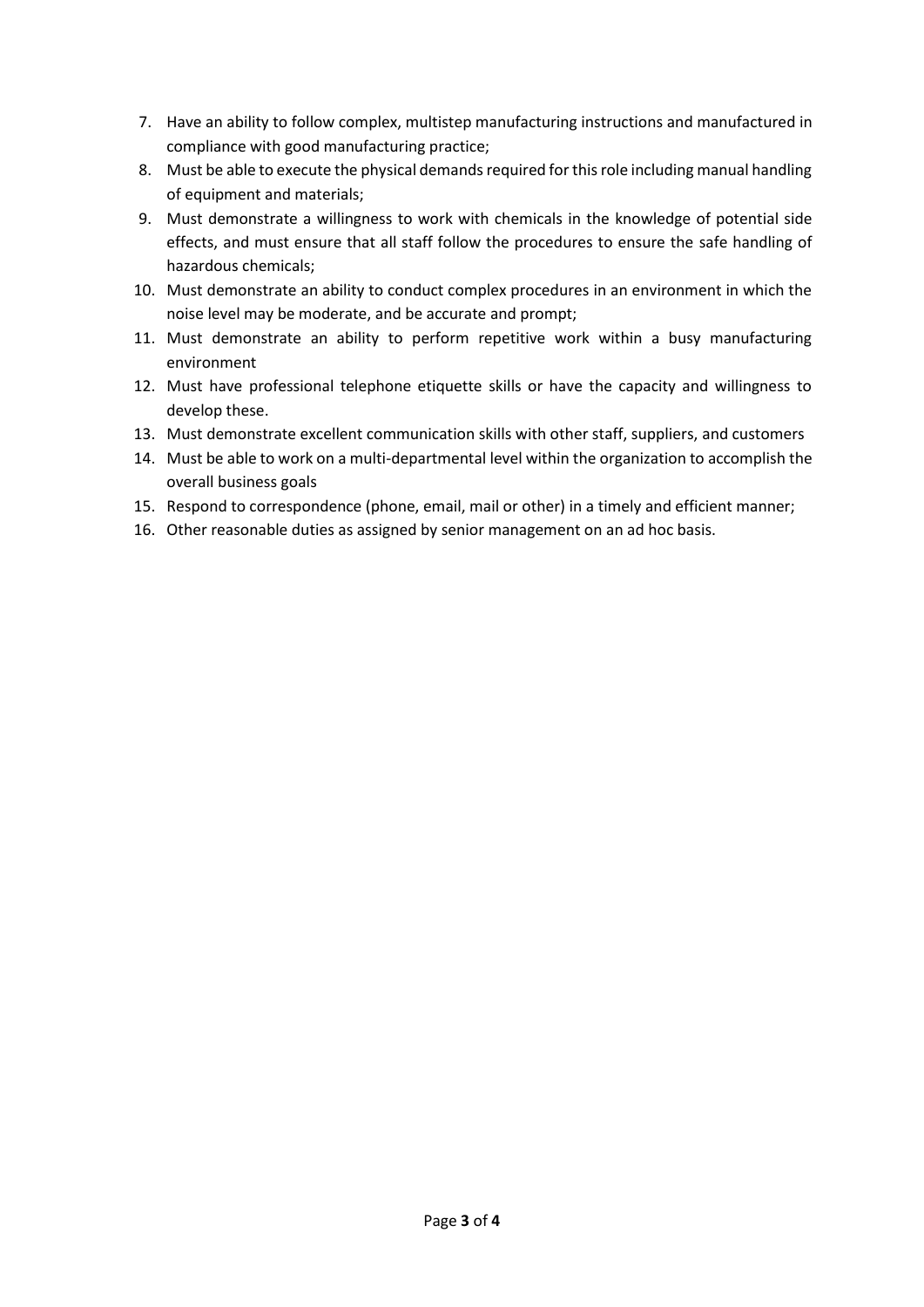7. Have an ability to follow complex, multistep manufacturing instructions and manufactured in compliance with good manufacturing practice;
8. Must be able to execute the physical demands required for this role including manual handling of equipment and materials;
9. Must demonstrate a willingness to work with chemicals in the knowledge of potential side effects, and must ensure that all staff follow the procedures to ensure the safe handling of hazardous chemicals;
10. Must demonstrate an ability to conduct complex procedures in an environment in which the noise level may be moderate, and be accurate and prompt;
11. Must demonstrate an ability to perform repetitive work within a busy manufacturing environment
12. Must have professional telephone etiquette skills or have the capacity and willingness to develop these.
13. Must demonstrate excellent communication skills with other staff, suppliers, and customers
14. Must be able to work on a multi-departmental level within the organization to accomplish the overall business goals
15. Respond to correspondence (phone, email, mail or other) in a timely and efficient manner;
16. Other reasonable duties as assigned by senior management on an ad hoc basis.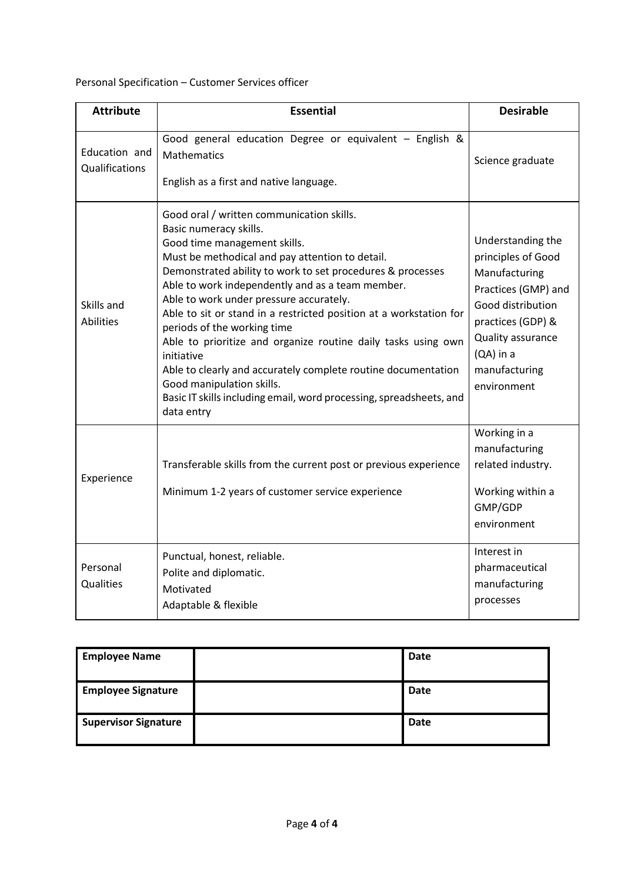Personal Specification – Customer Services officer

| Attribute | Essential | Desirable |
|---|---|---|
| Education and Qualifications | Good general education Degree or equivalent – English & Mathematics<br><br>English as a first and native language. | Science graduate |
| Skills and Abilities | Good oral / written communication skills.<br>Basic numeracy skills.<br>Good time management skills.<br>Must be methodical and pay attention to detail.<br>Demonstrated ability to work to set procedures & processes<br>Able to work independently and as a team member.<br>Able to work under pressure accurately.<br>Able to sit or stand in a restricted position at a workstation for periods of the working time<br>Able to prioritize and organize routine daily tasks using own initiative<br>Able to clearly and accurately complete routine documentation<br>Good manipulation skills.<br>Basic IT skills including email, word processing, spreadsheets, and data entry | Understanding the principles of Good Manufacturing Practices (GMP) and Good distribution practices (GDP) & Quality assurance (QA) in a manufacturing environment |
| Experience | Transferable skills from the current post or previous experience<br><br>Minimum 1-2 years of customer service experience | Working in a manufacturing related industry.<br><br>Working within a GMP/GDP environment |
| Personal Qualities | Punctual, honest, reliable.<br>Polite and diplomatic.<br>Motivated<br>Adaptable & flexible | Interest in pharmaceutical manufacturing processes |

| | | |
|---|---|---|
| **Employee Name** | | **Date** |
| **Employee Signature** | | **Date** |
| **Supervisor Signature** | | **Date** |